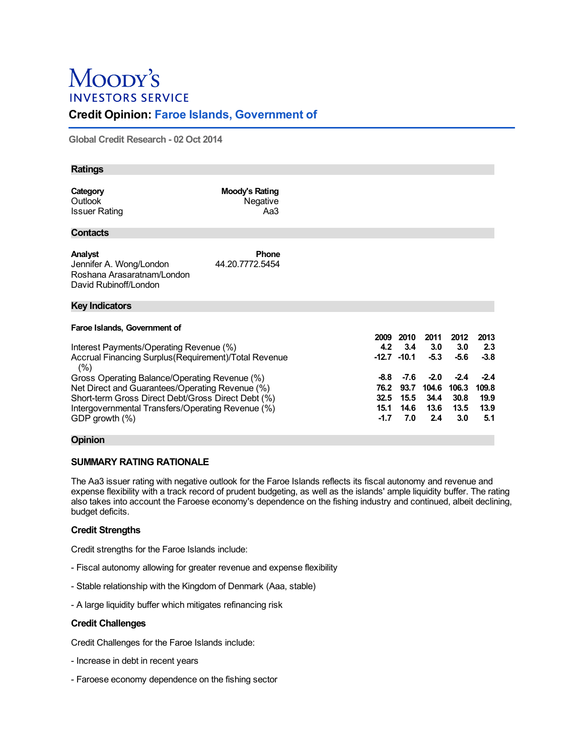# Moody's INVESTORS SERVICE

## Credit Opinion: Faroe Islands, Government of

Global Credit Research - 02 Oct 2014

### Ratings

| Category | Moody's Rating |
|---|---|
| Outlook | Negative |
| Issuer Rating | Aa3 |

### Contacts

| Analyst | Phone |
|---|---|
| Jennifer A. Wong/London | 44.20.7772.5454 |
| Roshana Arasaratnam/London | |
| David Rubinoff/London | |

### Key Indicators

**Faroe Islands, Government of**

| | 2009 | 2010 | 2011 | 2012 | 2013 |
|---|---|---|---|---|---|
| Interest Payments/Operating Revenue (%) | 4.2 | 3.4 | 3.0 | 3.0 | 2.3 |
| Accrual Financing Surplus(Requirement)/Total Revenue (%) | -12.7 | -10.1 | -5.3 | -5.6 | -3.8 |
| Gross Operating Balance/Operating Revenue (%) | -8.8 | -7.6 | -2.0 | -2.4 | -2.4 |
| Net Direct and Guarantees/Operating Revenue (%) | 76.2 | 93.7 | 104.6 | 106.3 | 109.8 |
| Short-term Gross Direct Debt/Gross Direct Debt (%) | 32.5 | 15.5 | 34.4 | 30.8 | 19.9 |
| Intergovernmental Transfers/Operating Revenue (%) | 15.1 | 14.6 | 13.6 | 13.5 | 13.9 |
| GDP growth (%) | -1.7 | 7.0 | 2.4 | 3.0 | 5.1 |

### Opinion

#### SUMMARY RATING RATIONALE

The Aa3 issuer rating with negative outlook for the Faroe Islands reflects its fiscal autonomy and revenue and expense flexibility with a track record of prudent budgeting, as well as the islands' ample liquidity buffer. The rating also takes into account the Faroese economy's dependence on the fishing industry and continued, albeit declining, budget deficits.

#### Credit Strengths

Credit strengths for the Faroe Islands include:

- Fiscal autonomy allowing for greater revenue and expense flexibility

- Stable relationship with the Kingdom of Denmark (Aaa, stable)

- A large liquidity buffer which mitigates refinancing risk

#### Credit Challenges

Credit Challenges for the Faroe Islands include:

- Increase in debt in recent years

- Faroese economy dependence on the fishing sector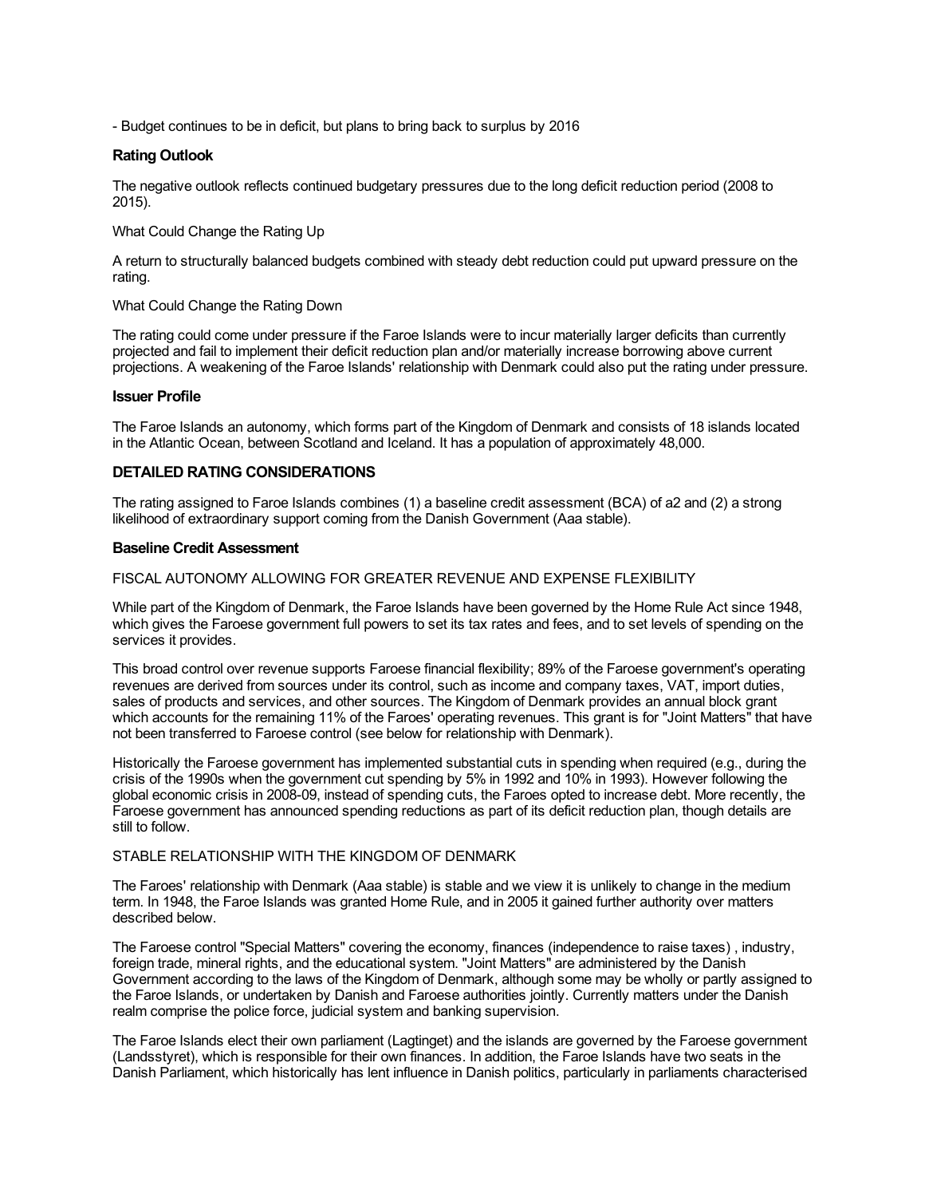- Budget continues to be in deficit, but plans to bring back to surplus by 2016

### Rating Outlook

The negative outlook reflects continued budgetary pressures due to the long deficit reduction period (2008 to 2015).

What Could Change the Rating Up

A return to structurally balanced budgets combined with steady debt reduction could put upward pressure on the rating.

What Could Change the Rating Down

The rating could come under pressure if the Faroe Islands were to incur materially larger deficits than currently projected and fail to implement their deficit reduction plan and/or materially increase borrowing above current projections. A weakening of the Faroe Islands' relationship with Denmark could also put the rating under pressure.

### Issuer Profile

The Faroe Islands an autonomy, which forms part of the Kingdom of Denmark and consists of 18 islands located in the Atlantic Ocean, between Scotland and Iceland. It has a population of approximately 48,000.

## DETAILED RATING CONSIDERATIONS

The rating assigned to Faroe Islands combines (1) a baseline credit assessment (BCA) of a2 and (2) a strong likelihood of extraordinary support coming from the Danish Government (Aaa stable).

### Baseline Credit Assessment

FISCAL AUTONOMY ALLOWING FOR GREATER REVENUE AND EXPENSE FLEXIBILITY

While part of the Kingdom of Denmark, the Faroe Islands have been governed by the Home Rule Act since 1948, which gives the Faroese government full powers to set its tax rates and fees, and to set levels of spending on the services it provides.

This broad control over revenue supports Faroese financial flexibility; 89% of the Faroese government's operating revenues are derived from sources under its control, such as income and company taxes, VAT, import duties, sales of products and services, and other sources. The Kingdom of Denmark provides an annual block grant which accounts for the remaining 11% of the Faroes' operating revenues. This grant is for "Joint Matters" that have not been transferred to Faroese control (see below for relationship with Denmark).

Historically the Faroese government has implemented substantial cuts in spending when required (e.g., during the crisis of the 1990s when the government cut spending by 5% in 1992 and 10% in 1993). However following the global economic crisis in 2008-09, instead of spending cuts, the Faroes opted to increase debt. More recently, the Faroese government has announced spending reductions as part of its deficit reduction plan, though details are still to follow.

STABLE RELATIONSHIP WITH THE KINGDOM OF DENMARK

The Faroes' relationship with Denmark (Aaa stable) is stable and we view it is unlikely to change in the medium term. In 1948, the Faroe Islands was granted Home Rule, and in 2005 it gained further authority over matters described below.

The Faroese control "Special Matters" covering the economy, finances (independence to raise taxes) , industry, foreign trade, mineral rights, and the educational system. "Joint Matters" are administered by the Danish Government according to the laws of the Kingdom of Denmark, although some may be wholly or partly assigned to the Faroe Islands, or undertaken by Danish and Faroese authorities jointly. Currently matters under the Danish realm comprise the police force, judicial system and banking supervision.

The Faroe Islands elect their own parliament (Lagtinget) and the islands are governed by the Faroese government (Landsstyret), which is responsible for their own finances. In addition, the Faroe Islands have two seats in the Danish Parliament, which historically has lent influence in Danish politics, particularly in parliaments characterised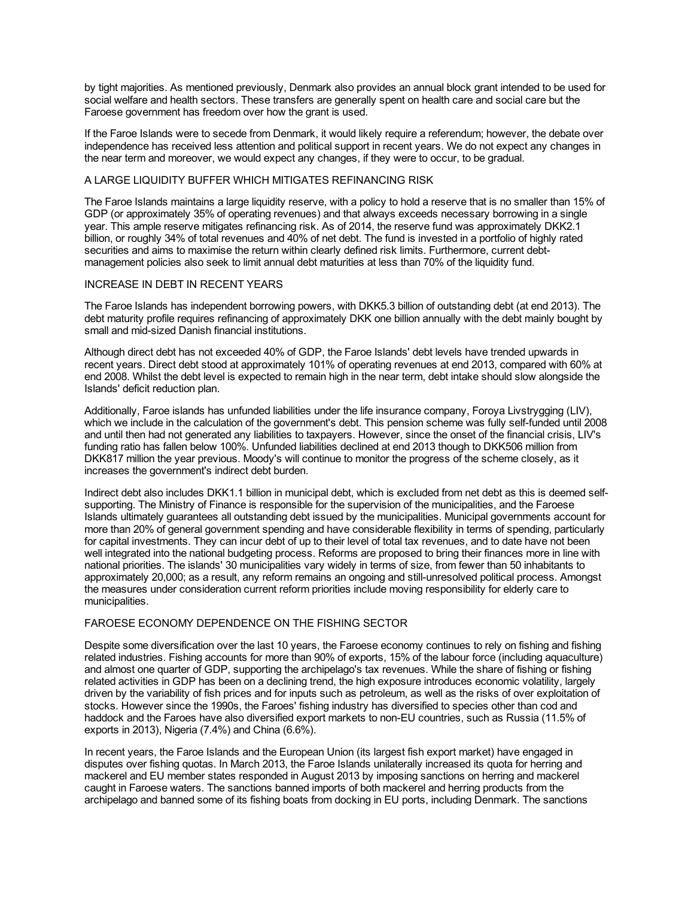by tight majorities. As mentioned previously, Denmark also provides an annual block grant intended to be used for social welfare and health sectors. These transfers are generally spent on health care and social care but the Faroese government has freedom over how the grant is used.

If the Faroe Islands were to secede from Denmark, it would likely require a referendum; however, the debate over independence has received less attention and political support in recent years. We do not expect any changes in the near term and moreover, we would expect any changes, if they were to occur, to be gradual.

## A LARGE LIQUIDITY BUFFER WHICH MITIGATES REFINANCING RISK

The Faroe Islands maintains a large liquidity reserve, with a policy to hold a reserve that is no smaller than 15% of GDP (or approximately 35% of operating revenues) and that always exceeds necessary borrowing in a single year. This ample reserve mitigates refinancing risk. As of 2014, the reserve fund was approximately DKK2.1 billion, or roughly 34% of total revenues and 40% of net debt. The fund is invested in a portfolio of highly rated securities and aims to maximise the return within clearly defined risk limits. Furthermore, current debt-management policies also seek to limit annual debt maturities at less than 70% of the liquidity fund.

## INCREASE IN DEBT IN RECENT YEARS

The Faroe Islands has independent borrowing powers, with DKK5.3 billion of outstanding debt (at end 2013). The debt maturity profile requires refinancing of approximately DKK one billion annually with the debt mainly bought by small and mid-sized Danish financial institutions.

Although direct debt has not exceeded 40% of GDP, the Faroe Islands' debt levels have trended upwards in recent years. Direct debt stood at approximately 101% of operating revenues at end 2013, compared with 60% at end 2008. Whilst the debt level is expected to remain high in the near term, debt intake should slow alongside the Islands' deficit reduction plan.

Additionally, Faroe islands has unfunded liabilities under the life insurance company, Foroya Livstrygging (LIV), which we include in the calculation of the government's debt. This pension scheme was fully self-funded until 2008 and until then had not generated any liabilities to taxpayers. However, since the onset of the financial crisis, LIV's funding ratio has fallen below 100%. Unfunded liabilities declined at end 2013 though to DKK506 million from DKK817 million the year previous. Moody's will continue to monitor the progress of the scheme closely, as it increases the government's indirect debt burden.

Indirect debt also includes DKK1.1 billion in municipal debt, which is excluded from net debt as this is deemed self-supporting. The Ministry of Finance is responsible for the supervision of the municipalities, and the Faroese Islands ultimately guarantees all outstanding debt issued by the municipalities. Municipal governments account for more than 20% of general government spending and have considerable flexibility in terms of spending, particularly for capital investments. They can incur debt of up to their level of total tax revenues, and to date have not been well integrated into the national budgeting process. Reforms are proposed to bring their finances more in line with national priorities. The islands' 30 municipalities vary widely in terms of size, from fewer than 50 inhabitants to approximately 20,000; as a result, any reform remains an ongoing and still-unresolved political process. Amongst the measures under consideration current reform priorities include moving responsibility for elderly care to municipalities.

## FAROESE ECONOMY DEPENDENCE ON THE FISHING SECTOR

Despite some diversification over the last 10 years, the Faroese economy continues to rely on fishing and fishing related industries. Fishing accounts for more than 90% of exports, 15% of the labour force (including aquaculture) and almost one quarter of GDP, supporting the archipelago's tax revenues. While the share of fishing or fishing related activities in GDP has been on a declining trend, the high exposure introduces economic volatility, largely driven by the variability of fish prices and for inputs such as petroleum, as well as the risks of over exploitation of stocks. However since the 1990s, the Faroes' fishing industry has diversified to species other than cod and haddock and the Faroes have also diversified export markets to non-EU countries, such as Russia (11.5% of exports in 2013), Nigeria (7.4%) and China (6.6%).

In recent years, the Faroe Islands and the European Union (its largest fish export market) have engaged in disputes over fishing quotas. In March 2013, the Faroe Islands unilaterally increased its quota for herring and mackerel and EU member states responded in August 2013 by imposing sanctions on herring and mackerel caught in Faroese waters. The sanctions banned imports of both mackerel and herring products from the archipelago and banned some of its fishing boats from docking in EU ports, including Denmark. The sanctions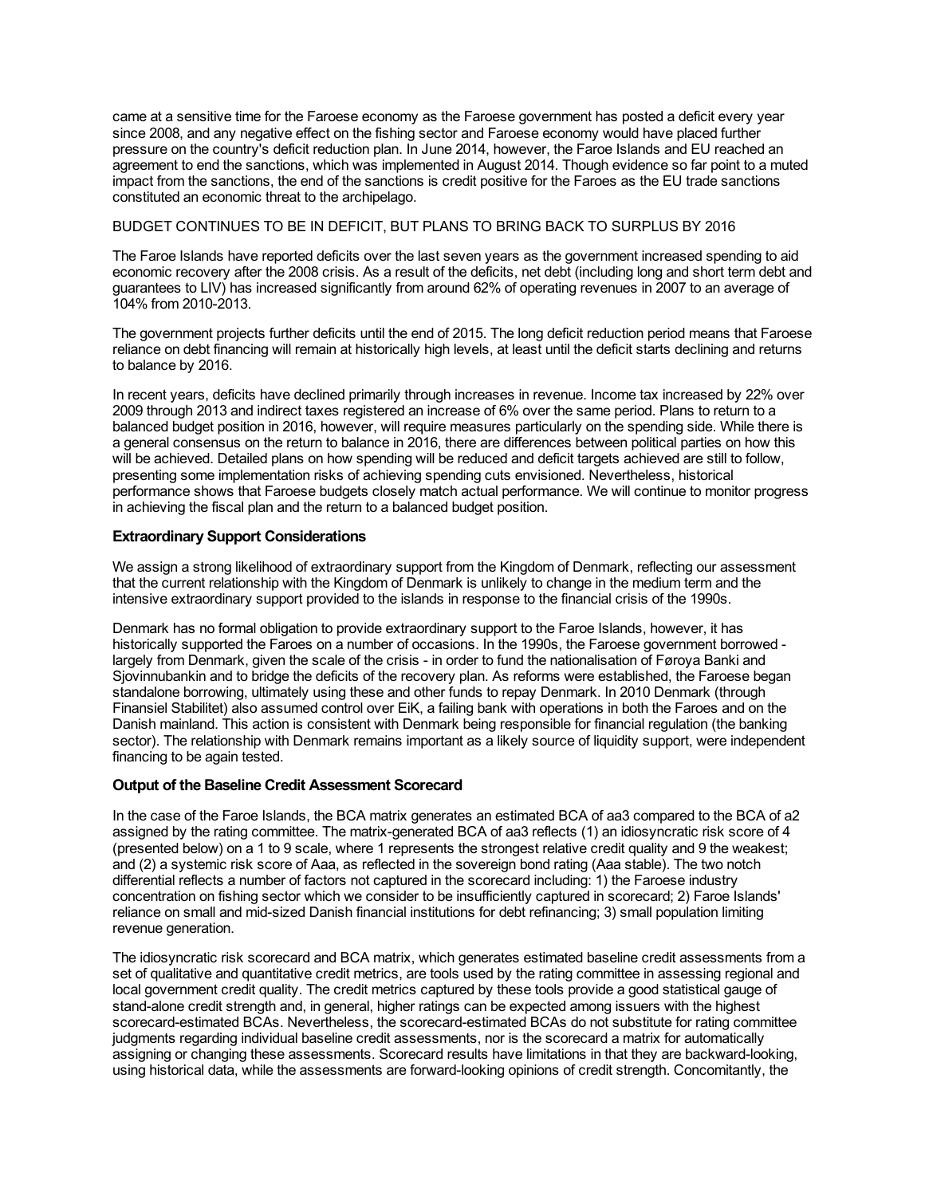came at a sensitive time for the Faroese economy as the Faroese government has posted a deficit every year since 2008, and any negative effect on the fishing sector and Faroese economy would have placed further pressure on the country's deficit reduction plan. In June 2014, however, the Faroe Islands and EU reached an agreement to end the sanctions, which was implemented in August 2014. Though evidence so far point to a muted impact from the sanctions, the end of the sanctions is credit positive for the Faroes as the EU trade sanctions constituted an economic threat to the archipelago.

BUDGET CONTINUES TO BE IN DEFICIT, BUT PLANS TO BRING BACK TO SURPLUS BY 2016

The Faroe Islands have reported deficits over the last seven years as the government increased spending to aid economic recovery after the 2008 crisis. As a result of the deficits, net debt (including long and short term debt and guarantees to LIV) has increased significantly from around 62% of operating revenues in 2007 to an average of 104% from 2010-2013.

The government projects further deficits until the end of 2015. The long deficit reduction period means that Faroese reliance on debt financing will remain at historically high levels, at least until the deficit starts declining and returns to balance by 2016.

In recent years, deficits have declined primarily through increases in revenue. Income tax increased by 22% over 2009 through 2013 and indirect taxes registered an increase of 6% over the same period. Plans to return to a balanced budget position in 2016, however, will require measures particularly on the spending side. While there is a general consensus on the return to balance in 2016, there are differences between political parties on how this will be achieved. Detailed plans on how spending will be reduced and deficit targets achieved are still to follow, presenting some implementation risks of achieving spending cuts envisioned. Nevertheless, historical performance shows that Faroese budgets closely match actual performance. We will continue to monitor progress in achieving the fiscal plan and the return to a balanced budget position.

**Extraordinary Support Considerations**

We assign a strong likelihood of extraordinary support from the Kingdom of Denmark, reflecting our assessment that the current relationship with the Kingdom of Denmark is unlikely to change in the medium term and the intensive extraordinary support provided to the islands in response to the financial crisis of the 1990s.

Denmark has no formal obligation to provide extraordinary support to the Faroe Islands, however, it has historically supported the Faroes on a number of occasions. In the 1990s, the Faroese government borrowed - largely from Denmark, given the scale of the crisis - in order to fund the nationalisation of Føroya Banki and Sjovinnubankin and to bridge the deficits of the recovery plan. As reforms were established, the Faroese began standalone borrowing, ultimately using these and other funds to repay Denmark. In 2010 Denmark (through Finansiel Stabilitet) also assumed control over EiK, a failing bank with operations in both the Faroes and on the Danish mainland. This action is consistent with Denmark being responsible for financial regulation (the banking sector). The relationship with Denmark remains important as a likely source of liquidity support, were independent financing to be again tested.

**Output of the Baseline Credit Assessment Scorecard**

In the case of the Faroe Islands, the BCA matrix generates an estimated BCA of aa3 compared to the BCA of a2 assigned by the rating committee. The matrix-generated BCA of aa3 reflects (1) an idiosyncratic risk score of 4 (presented below) on a 1 to 9 scale, where 1 represents the strongest relative credit quality and 9 the weakest; and (2) a systemic risk score of Aaa, as reflected in the sovereign bond rating (Aaa stable). The two notch differential reflects a number of factors not captured in the scorecard including: 1) the Faroese industry concentration on fishing sector which we consider to be insufficiently captured in scorecard; 2) Faroe Islands' reliance on small and mid-sized Danish financial institutions for debt refinancing; 3) small population limiting revenue generation.

The idiosyncratic risk scorecard and BCA matrix, which generates estimated baseline credit assessments from a set of qualitative and quantitative credit metrics, are tools used by the rating committee in assessing regional and local government credit quality. The credit metrics captured by these tools provide a good statistical gauge of stand-alone credit strength and, in general, higher ratings can be expected among issuers with the highest scorecard-estimated BCAs. Nevertheless, the scorecard-estimated BCAs do not substitute for rating committee judgments regarding individual baseline credit assessments, nor is the scorecard a matrix for automatically assigning or changing these assessments. Scorecard results have limitations in that they are backward-looking, using historical data, while the assessments are forward-looking opinions of credit strength. Concomitantly, the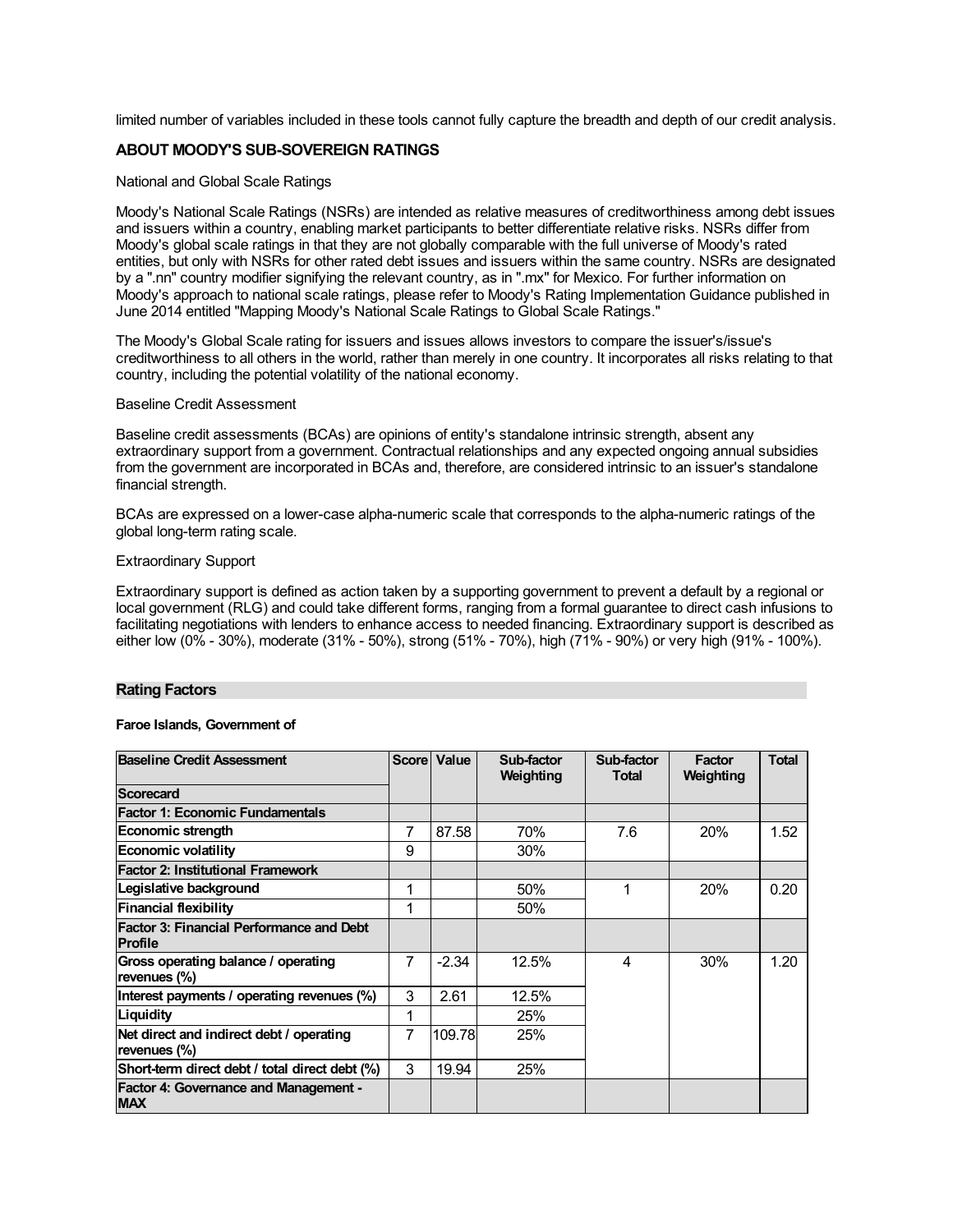limited number of variables included in these tools cannot fully capture the breadth and depth of our credit analysis.

## ABOUT MOODY'S SUB-SOVEREIGN RATINGS

National and Global Scale Ratings

Moody's National Scale Ratings (NSRs) are intended as relative measures of creditworthiness among debt issues and issuers within a country, enabling market participants to better differentiate relative risks. NSRs differ from Moody's global scale ratings in that they are not globally comparable with the full universe of Moody's rated entities, but only with NSRs for other rated debt issues and issuers within the same country. NSRs are designated by a ".nn" country modifier signifying the relevant country, as in ".mx" for Mexico. For further information on Moody's approach to national scale ratings, please refer to Moody's Rating Implementation Guidance published in June 2014 entitled "Mapping Moody's National Scale Ratings to Global Scale Ratings."

The Moody's Global Scale rating for issuers and issues allows investors to compare the issuer's/issue's creditworthiness to all others in the world, rather than merely in one country. It incorporates all risks relating to that country, including the potential volatility of the national economy.

Baseline Credit Assessment

Baseline credit assessments (BCAs) are opinions of entity's standalone intrinsic strength, absent any extraordinary support from a government. Contractual relationships and any expected ongoing annual subsidies from the government are incorporated in BCAs and, therefore, are considered intrinsic to an issuer's standalone financial strength.

BCAs are expressed on a lower-case alpha-numeric scale that corresponds to the alpha-numeric ratings of the global long-term rating scale.

Extraordinary Support

Extraordinary support is defined as action taken by a supporting government to prevent a default by a regional or local government (RLG) and could take different forms, ranging from a formal guarantee to direct cash infusions to facilitating negotiations with lenders to enhance access to needed financing. Extraordinary support is described as either low (0% - 30%), moderate (31% - 50%), strong (51% - 70%), high (71% - 90%) or very high (91% - 100%).

## Rating Factors

**Faroe Islands, Government of**

| Baseline Credit Assessment | Score | Value | Sub-factor Weighting | Sub-factor Total | Factor Weighting | Total |
|---|---|---|---|---|---|---|
| **Scorecard** | | | | | | |
| **Factor 1: Economic Fundamentals** | | | | | | |
| **Economic strength** | 7 | 87.58 | 70% | 7.6 | 20% | 1.52 |
| **Economic volatility** | 9 | | 30% | | | |
| **Factor 2: Institutional Framework** | | | | | | |
| **Legislative background** | 1 | | 50% | 1 | 20% | 0.20 |
| **Financial flexibility** | 1 | | 50% | | | |
| **Factor 3: Financial Performance and Debt Profile** | | | | | | |
| **Gross operating balance / operating revenues (%)** | 7 | -2.34 | 12.5% | 4 | 30% | 1.20 |
| **Interest payments / operating revenues (%)** | 3 | 2.61 | 12.5% | | | |
| **Liquidity** | 1 | | 25% | | | |
| **Net direct and indirect debt / operating revenues (%)** | 7 | 109.78 | 25% | | | |
| **Short-term direct debt / total direct debt (%)** | 3 | 19.94 | 25% | | | |
| **Factor 4: Governance and Management - MAX** | | | | | | |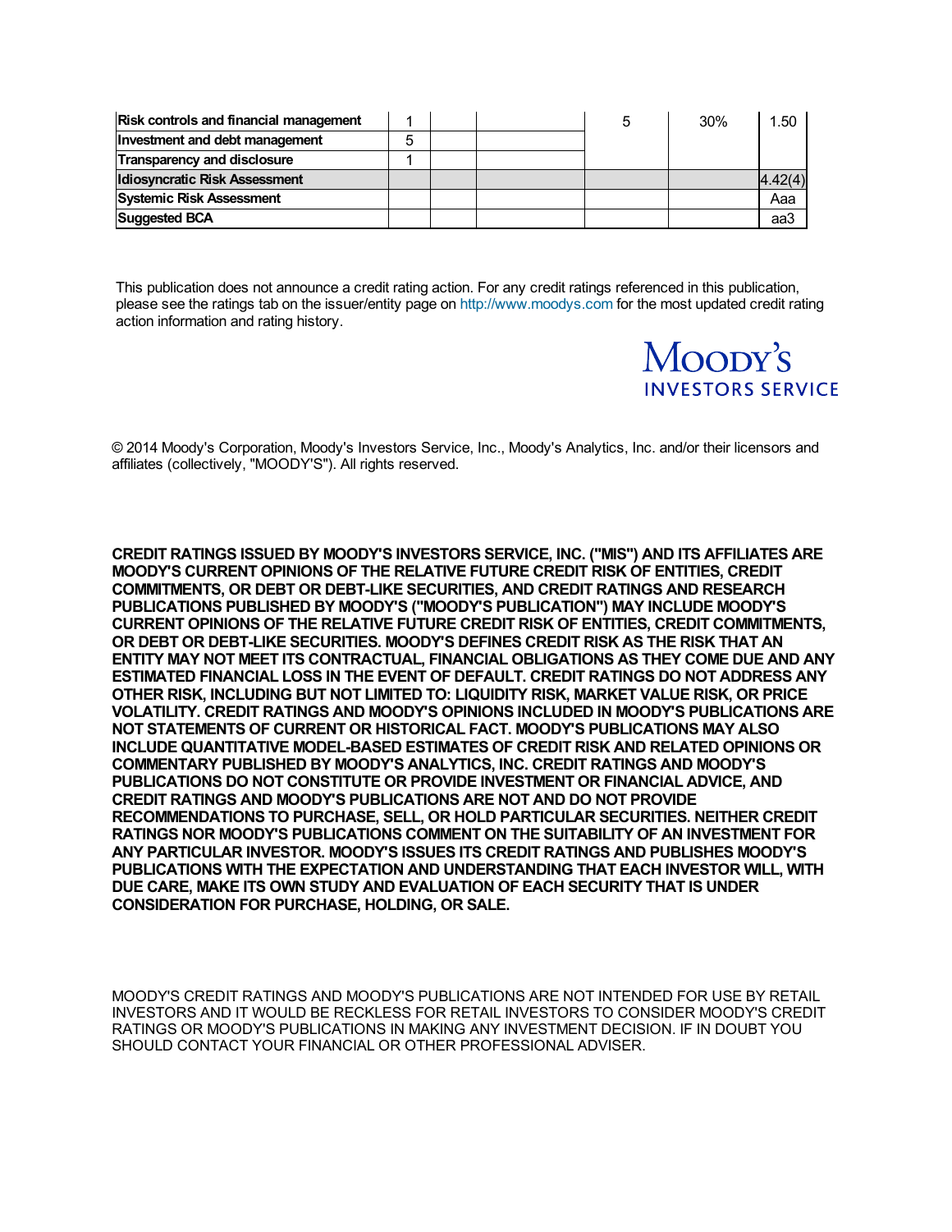| Risk controls and financial management | 1 | | | 5 | 30% | 1.50 |
|---|---|---|---|---|---|---|
| Investment and debt management | 5 | | | | | |
| Transparency and disclosure | 1 | | | | | |
| Idiosyncratic Risk Assessment | | | | | | 4.42(4) |
| Systemic Risk Assessment | | | | | | Aaa |
| Suggested BCA | | | | | | aa3 |

This publication does not announce a credit rating action. For any credit ratings referenced in this publication, please see the ratings tab on the issuer/entity page on http://www.moodys.com for the most updated credit rating action information and rating history.

Moody's
INVESTORS SERVICE

© 2014 Moody's Corporation, Moody's Investors Service, Inc., Moody's Analytics, Inc. and/or their licensors and affiliates (collectively, "MOODY'S"). All rights reserved.

**CREDIT RATINGS ISSUED BY MOODY'S INVESTORS SERVICE, INC. ("MIS") AND ITS AFFILIATES ARE MOODY'S CURRENT OPINIONS OF THE RELATIVE FUTURE CREDIT RISK OF ENTITIES, CREDIT COMMITMENTS, OR DEBT OR DEBT-LIKE SECURITIES, AND CREDIT RATINGS AND RESEARCH PUBLICATIONS PUBLISHED BY MOODY'S ("MOODY'S PUBLICATION") MAY INCLUDE MOODY'S CURRENT OPINIONS OF THE RELATIVE FUTURE CREDIT RISK OF ENTITIES, CREDIT COMMITMENTS, OR DEBT OR DEBT-LIKE SECURITIES. MOODY'S DEFINES CREDIT RISK AS THE RISK THAT AN ENTITY MAY NOT MEET ITS CONTRACTUAL, FINANCIAL OBLIGATIONS AS THEY COME DUE AND ANY ESTIMATED FINANCIAL LOSS IN THE EVENT OF DEFAULT. CREDIT RATINGS DO NOT ADDRESS ANY OTHER RISK, INCLUDING BUT NOT LIMITED TO: LIQUIDITY RISK, MARKET VALUE RISK, OR PRICE VOLATILITY. CREDIT RATINGS AND MOODY'S OPINIONS INCLUDED IN MOODY'S PUBLICATIONS ARE NOT STATEMENTS OF CURRENT OR HISTORICAL FACT. MOODY'S PUBLICATIONS MAY ALSO INCLUDE QUANTITATIVE MODEL-BASED ESTIMATES OF CREDIT RISK AND RELATED OPINIONS OR COMMENTARY PUBLISHED BY MOODY'S ANALYTICS, INC. CREDIT RATINGS AND MOODY'S PUBLICATIONS DO NOT CONSTITUTE OR PROVIDE INVESTMENT OR FINANCIAL ADVICE, AND CREDIT RATINGS AND MOODY'S PUBLICATIONS ARE NOT AND DO NOT PROVIDE RECOMMENDATIONS TO PURCHASE, SELL, OR HOLD PARTICULAR SECURITIES. NEITHER CREDIT RATINGS NOR MOODY'S PUBLICATIONS COMMENT ON THE SUITABILITY OF AN INVESTMENT FOR ANY PARTICULAR INVESTOR. MOODY'S ISSUES ITS CREDIT RATINGS AND PUBLISHES MOODY'S PUBLICATIONS WITH THE EXPECTATION AND UNDERSTANDING THAT EACH INVESTOR WILL, WITH DUE CARE, MAKE ITS OWN STUDY AND EVALUATION OF EACH SECURITY THAT IS UNDER CONSIDERATION FOR PURCHASE, HOLDING, OR SALE.**

MOODY'S CREDIT RATINGS AND MOODY'S PUBLICATIONS ARE NOT INTENDED FOR USE BY RETAIL INVESTORS AND IT WOULD BE RECKLESS FOR RETAIL INVESTORS TO CONSIDER MOODY'S CREDIT RATINGS OR MOODY'S PUBLICATIONS IN MAKING ANY INVESTMENT DECISION. IF IN DOUBT YOU SHOULD CONTACT YOUR FINANCIAL OR OTHER PROFESSIONAL ADVISER.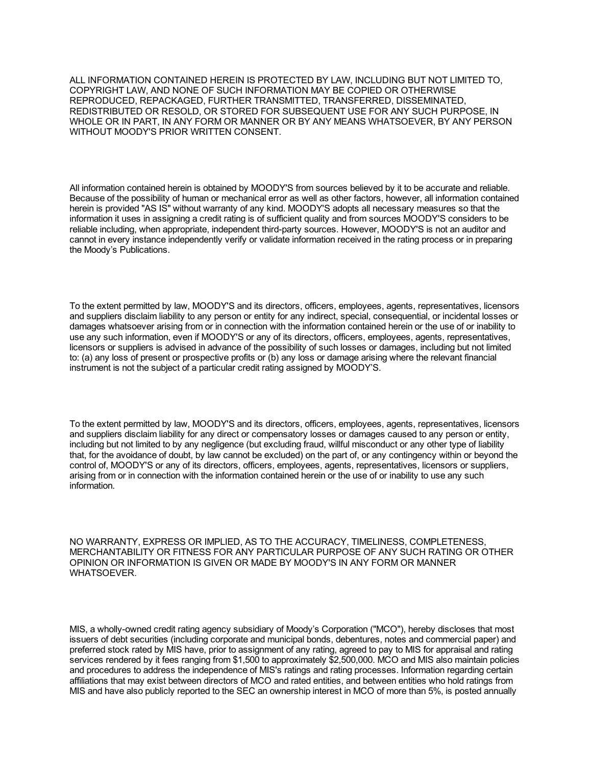ALL INFORMATION CONTAINED HEREIN IS PROTECTED BY LAW, INCLUDING BUT NOT LIMITED TO, COPYRIGHT LAW, AND NONE OF SUCH INFORMATION MAY BE COPIED OR OTHERWISE REPRODUCED, REPACKAGED, FURTHER TRANSMITTED, TRANSFERRED, DISSEMINATED, REDISTRIBUTED OR RESOLD, OR STORED FOR SUBSEQUENT USE FOR ANY SUCH PURPOSE, IN WHOLE OR IN PART, IN ANY FORM OR MANNER OR BY ANY MEANS WHATSOEVER, BY ANY PERSON WITHOUT MOODY'S PRIOR WRITTEN CONSENT.

All information contained herein is obtained by MOODY'S from sources believed by it to be accurate and reliable. Because of the possibility of human or mechanical error as well as other factors, however, all information contained herein is provided "AS IS" without warranty of any kind. MOODY'S adopts all necessary measures so that the information it uses in assigning a credit rating is of sufficient quality and from sources MOODY'S considers to be reliable including, when appropriate, independent third-party sources. However, MOODY'S is not an auditor and cannot in every instance independently verify or validate information received in the rating process or in preparing the Moody's Publications.

To the extent permitted by law, MOODY'S and its directors, officers, employees, agents, representatives, licensors and suppliers disclaim liability to any person or entity for any indirect, special, consequential, or incidental losses or damages whatsoever arising from or in connection with the information contained herein or the use of or inability to use any such information, even if MOODY'S or any of its directors, officers, employees, agents, representatives, licensors or suppliers is advised in advance of the possibility of such losses or damages, including but not limited to: (a) any loss of present or prospective profits or (b) any loss or damage arising where the relevant financial instrument is not the subject of a particular credit rating assigned by MOODY'S.

To the extent permitted by law, MOODY'S and its directors, officers, employees, agents, representatives, licensors and suppliers disclaim liability for any direct or compensatory losses or damages caused to any person or entity, including but not limited to by any negligence (but excluding fraud, willful misconduct or any other type of liability that, for the avoidance of doubt, by law cannot be excluded) on the part of, or any contingency within or beyond the control of, MOODY'S or any of its directors, officers, employees, agents, representatives, licensors or suppliers, arising from or in connection with the information contained herein or the use of or inability to use any such information.

NO WARRANTY, EXPRESS OR IMPLIED, AS TO THE ACCURACY, TIMELINESS, COMPLETENESS, MERCHANTABILITY OR FITNESS FOR ANY PARTICULAR PURPOSE OF ANY SUCH RATING OR OTHER OPINION OR INFORMATION IS GIVEN OR MADE BY MOODY'S IN ANY FORM OR MANNER WHATSOEVER.

MIS, a wholly-owned credit rating agency subsidiary of Moody's Corporation ("MCO"), hereby discloses that most issuers of debt securities (including corporate and municipal bonds, debentures, notes and commercial paper) and preferred stock rated by MIS have, prior to assignment of any rating, agreed to pay to MIS for appraisal and rating services rendered by it fees ranging from $1,500 to approximately $2,500,000. MCO and MIS also maintain policies and procedures to address the independence of MIS's ratings and rating processes. Information regarding certain affiliations that may exist between directors of MCO and rated entities, and between entities who hold ratings from MIS and have also publicly reported to the SEC an ownership interest in MCO of more than 5%, is posted annually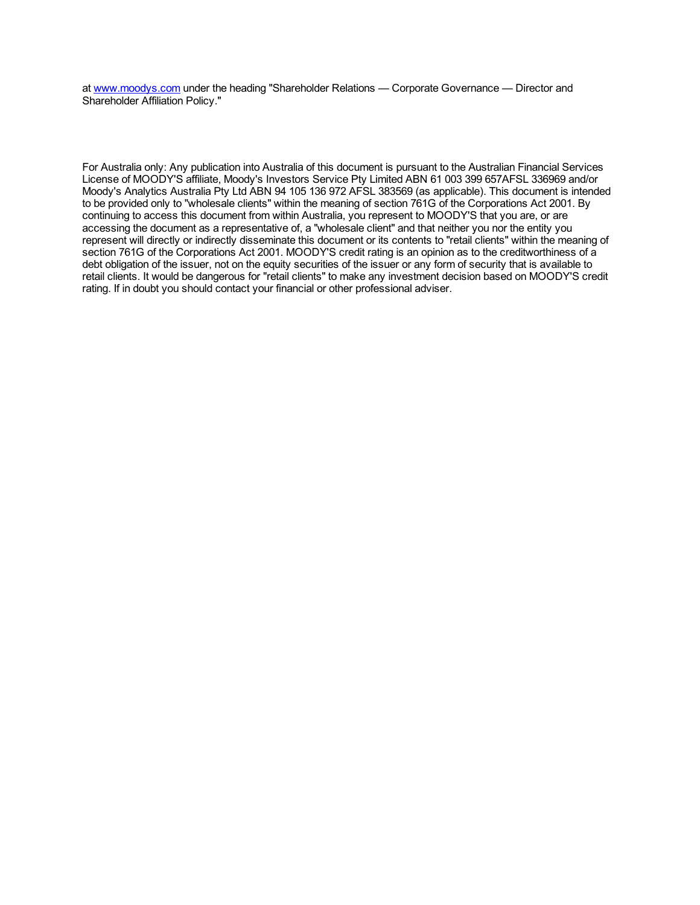at [www.moodys.com](http://www.moodys.com) under the heading "Shareholder Relations — Corporate Governance — Director and Shareholder Affiliation Policy."

For Australia only: Any publication into Australia of this document is pursuant to the Australian Financial Services License of MOODY'S affiliate, Moody's Investors Service Pty Limited ABN 61 003 399 657AFSL 336969 and/or Moody's Analytics Australia Pty Ltd ABN 94 105 136 972 AFSL 383569 (as applicable). This document is intended to be provided only to "wholesale clients" within the meaning of section 761G of the Corporations Act 2001. By continuing to access this document from within Australia, you represent to MOODY'S that you are, or are accessing the document as a representative of, a "wholesale client" and that neither you nor the entity you represent will directly or indirectly disseminate this document or its contents to "retail clients" within the meaning of section 761G of the Corporations Act 2001. MOODY'S credit rating is an opinion as to the creditworthiness of a debt obligation of the issuer, not on the equity securities of the issuer or any form of security that is available to retail clients. It would be dangerous for "retail clients" to make any investment decision based on MOODY'S credit rating. If in doubt you should contact your financial or other professional adviser.